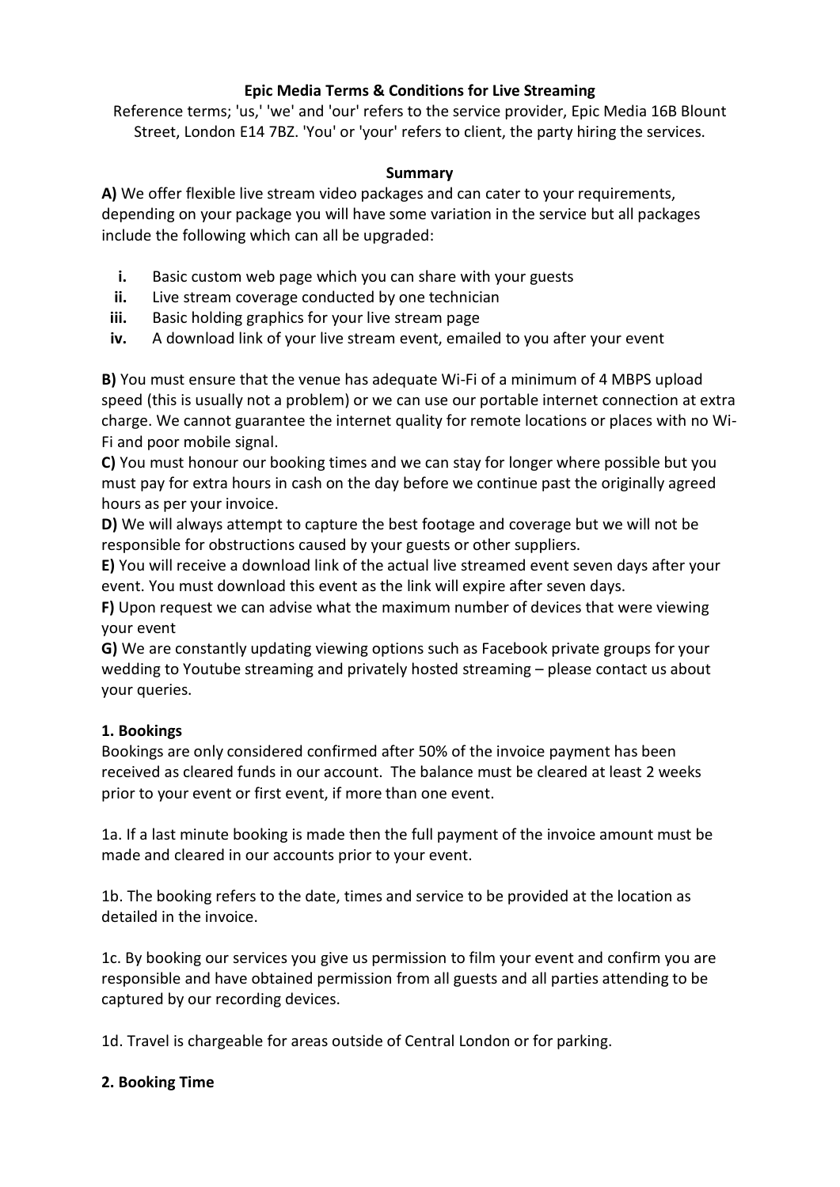**Epic Media Terms & Conditions for Live Streaming**

Reference terms; 'us,' 'we' and 'our' refers to the service provider, Epic Media 16B Blount Street, London E14 7BZ. 'You' or 'your' refers to client, the party hiring the services.

**Summary**

**A)** We offer flexible live stream video packages and can cater to your requirements, depending on your package you will have some variation in the service but all packages include the following which can all be upgraded:

- **i.** Basic custom web page which you can share with your guests
- **ii.** Live stream coverage conducted by one technician
- **iii.** Basic holding graphics for your live stream page
- **iv.** A download link of your live stream event, emailed to you after your event

**B)** You must ensure that the venue has adequate Wi-Fi of a minimum of 4 MBPS upload speed (this is usually not a problem) or we can use our portable internet connection at extra charge. We cannot guarantee the internet quality for remote locations or places with no Wi-Fi and poor mobile signal.

**C)** You must honour our booking times and we can stay for longer where possible but you must pay for extra hours in cash on the day before we continue past the originally agreed hours as per your invoice.

**D)** We will always attempt to capture the best footage and coverage but we will not be responsible for obstructions caused by your guests or other suppliers.

**E)** You will receive a download link of the actual live streamed event seven days after your event. You must download this event as the link will expire after seven days.

**F)** Upon request we can advise what the maximum number of devices that were viewing your event

**G)** We are constantly updating viewing options such as Facebook private groups for your wedding to Youtube streaming and privately hosted streaming – please contact us about your queries.

**1. Bookings**

Bookings are only considered confirmed after 50% of the invoice payment has been received as cleared funds in our account. The balance must be cleared at least 2 weeks prior to your event or first event, if more than one event.

1a. If a last minute booking is made then the full payment of the invoice amount must be made and cleared in our accounts prior to your event.

1b. The booking refers to the date, times and service to be provided at the location as detailed in the invoice.

1c. By booking our services you give us permission to film your event and confirm you are responsible and have obtained permission from all guests and all parties attending to be captured by our recording devices.

1d. Travel is chargeable for areas outside of Central London or for parking.

**2. Booking Time**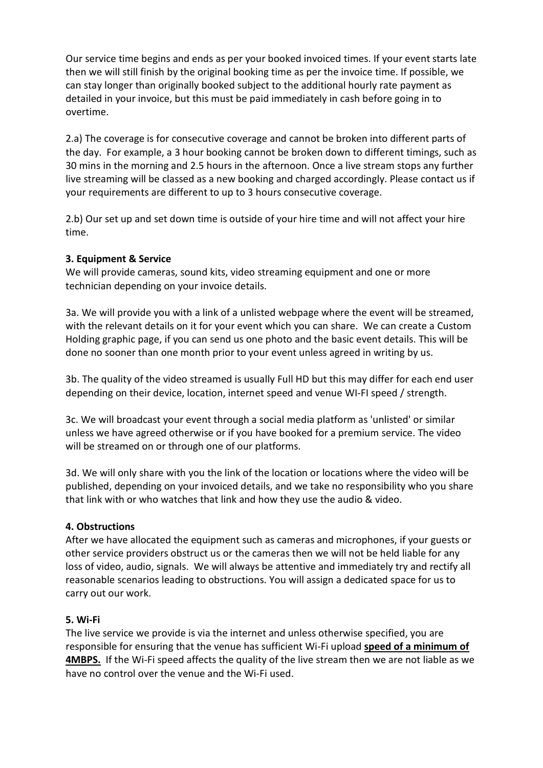Our service time begins and ends as per your booked invoiced times. If your event starts late then we will still finish by the original booking time as per the invoice time. If possible, we can stay longer than originally booked subject to the additional hourly rate payment as detailed in your invoice, but this must be paid immediately in cash before going in to overtime.

2.a) The coverage is for consecutive coverage and cannot be broken into different parts of the day. For example, a 3 hour booking cannot be broken down to different timings, such as 30 mins in the morning and 2.5 hours in the afternoon. Once a live stream stops any further live streaming will be classed as a new booking and charged accordingly. Please contact us if your requirements are different to up to 3 hours consecutive coverage.

2.b) Our set up and set down time is outside of your hire time and will not affect your hire time.

**3. Equipment & Service**
We will provide cameras, sound kits, video streaming equipment and one or more technician depending on your invoice details.

3a. We will provide you with a link of a unlisted webpage where the event will be streamed, with the relevant details on it for your event which you can share. We can create a Custom Holding graphic page, if you can send us one photo and the basic event details. This will be done no sooner than one month prior to your event unless agreed in writing by us.

3b. The quality of the video streamed is usually Full HD but this may differ for each end user depending on their device, location, internet speed and venue WI-FI speed / strength.

3c. We will broadcast your event through a social media platform as 'unlisted' or similar unless we have agreed otherwise or if you have booked for a premium service. The video will be streamed on or through one of our platforms.

3d. We will only share with you the link of the location or locations where the video will be published, depending on your invoiced details, and we take no responsibility who you share that link with or who watches that link and how they use the audio & video.

**4. Obstructions**
After we have allocated the equipment such as cameras and microphones, if your guests or other service providers obstruct us or the cameras then we will not be held liable for any loss of video, audio, signals. We will always be attentive and immediately try and rectify all reasonable scenarios leading to obstructions. You will assign a dedicated space for us to carry out our work.

**5. Wi-Fi**
The live service we provide is via the internet and unless otherwise specified, you are responsible for ensuring that the venue has sufficient Wi-Fi upload **<u>speed of a minimum of 4MBPS.</u>** If the Wi-Fi speed affects the quality of the live stream then we are not liable as we have no control over the venue and the Wi-Fi used.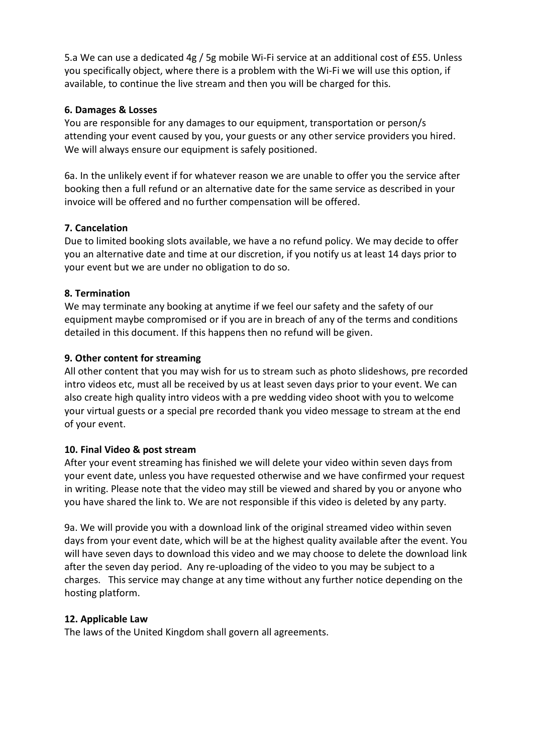5.a We can use a dedicated 4g / 5g mobile Wi-Fi service at an additional cost of £55. Unless you specifically object, where there is a problem with the Wi-Fi we will use this option, if available, to continue the live stream and then you will be charged for this.

**6. Damages & Losses**

You are responsible for any damages to our equipment, transportation or person/s attending your event caused by you, your guests or any other service providers you hired. We will always ensure our equipment is safely positioned.

6a. In the unlikely event if for whatever reason we are unable to offer you the service after booking then a full refund or an alternative date for the same service as described in your invoice will be offered and no further compensation will be offered.

**7. Cancelation**

Due to limited booking slots available, we have a no refund policy. We may decide to offer you an alternative date and time at our discretion, if you notify us at least 14 days prior to your event but we are under no obligation to do so.

**8. Termination**

We may terminate any booking at anytime if we feel our safety and the safety of our equipment maybe compromised or if you are in breach of any of the terms and conditions detailed in this document. If this happens then no refund will be given.

**9. Other content for streaming**

All other content that you may wish for us to stream such as photo slideshows, pre recorded intro videos etc, must all be received by us at least seven days prior to your event. We can also create high quality intro videos with a pre wedding video shoot with you to welcome your virtual guests or a special pre recorded thank you video message to stream at the end of your event.

**10. Final Video & post stream**

After your event streaming has finished we will delete your video within seven days from your event date, unless you have requested otherwise and we have confirmed your request in writing. Please note that the video may still be viewed and shared by you or anyone who you have shared the link to. We are not responsible if this video is deleted by any party.

9a. We will provide you with a download link of the original streamed video within seven days from your event date, which will be at the highest quality available after the event. You will have seven days to download this video and we may choose to delete the download link after the seven day period. Any re-uploading of the video to you may be subject to a charges. This service may change at any time without any further notice depending on the hosting platform.

**12. Applicable Law**

The laws of the United Kingdom shall govern all agreements.